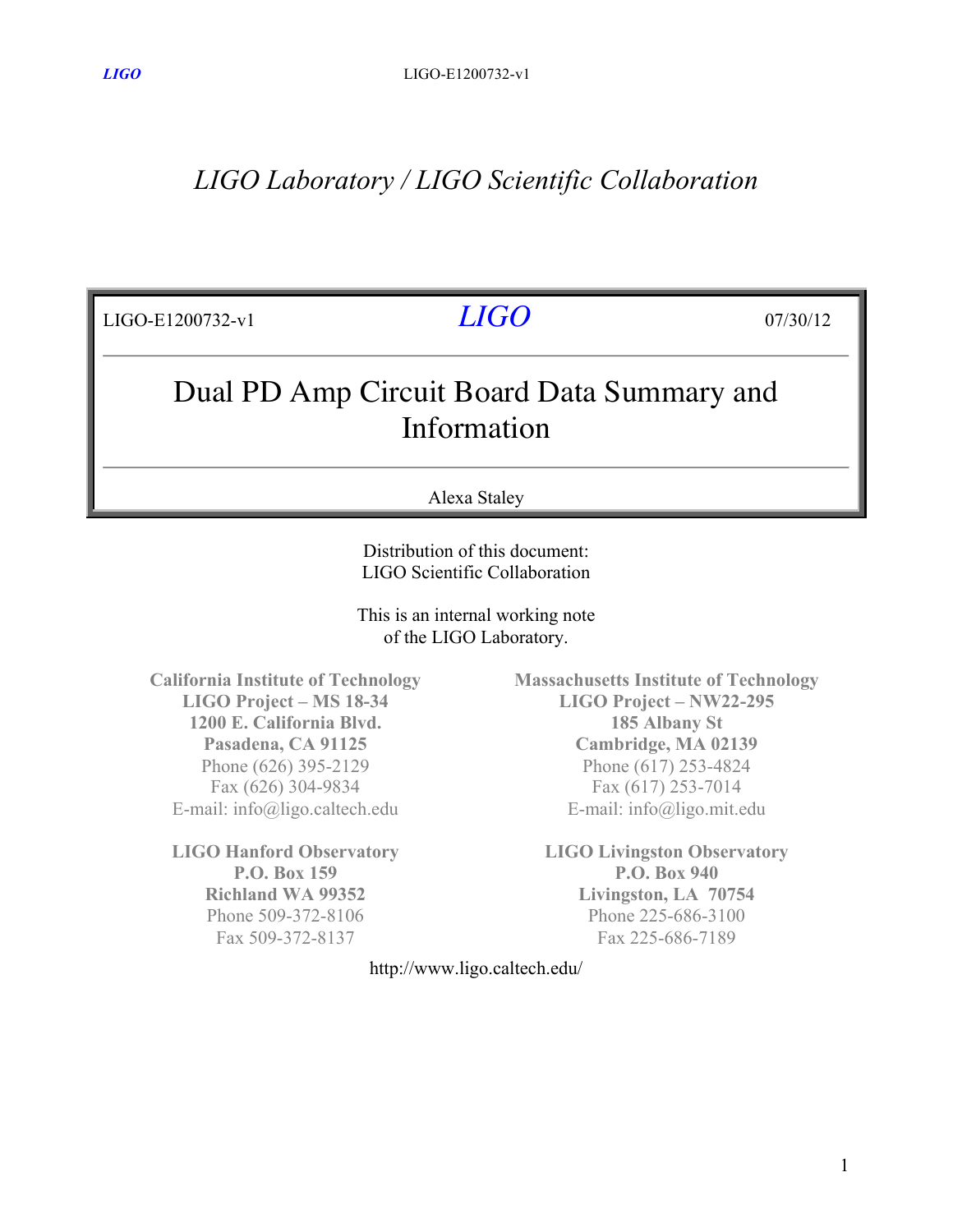*LIGO Laboratory / LIGO Scientific Collaboration*

| LIGO-E1200732-v1 | *LIGO* | 07/30/12 |
|---|---|---|

# Dual PD Amp Circuit Board Data Summary and Information

Alexa Staley

Distribution of this document:
LIGO Scientific Collaboration

This is an internal working note
of the LIGO Laboratory.

**California Institute of Technology**
**LIGO Project – MS 18-34**
**1200 E. California Blvd.**
**Pasadena, CA 91125**
Phone (626) 395-2129
Fax (626) 304-9834
E-mail: info@ligo.caltech.edu

**Massachusetts Institute of Technology**
**LIGO Project – NW22-295**
**185 Albany St**
**Cambridge, MA 02139**
Phone (617) 253-4824
Fax (617) 253-7014
E-mail: info@ligo.mit.edu

**LIGO Hanford Observatory**
**P.O. Box 159**
**Richland WA 99352**
Phone 509-372-8106
Fax 509-372-8137

**LIGO Livingston Observatory**
**P.O. Box 940**
**Livingston, LA 70754**
Phone 225-686-3100
Fax 225-686-7189

http://www.ligo.caltech.edu/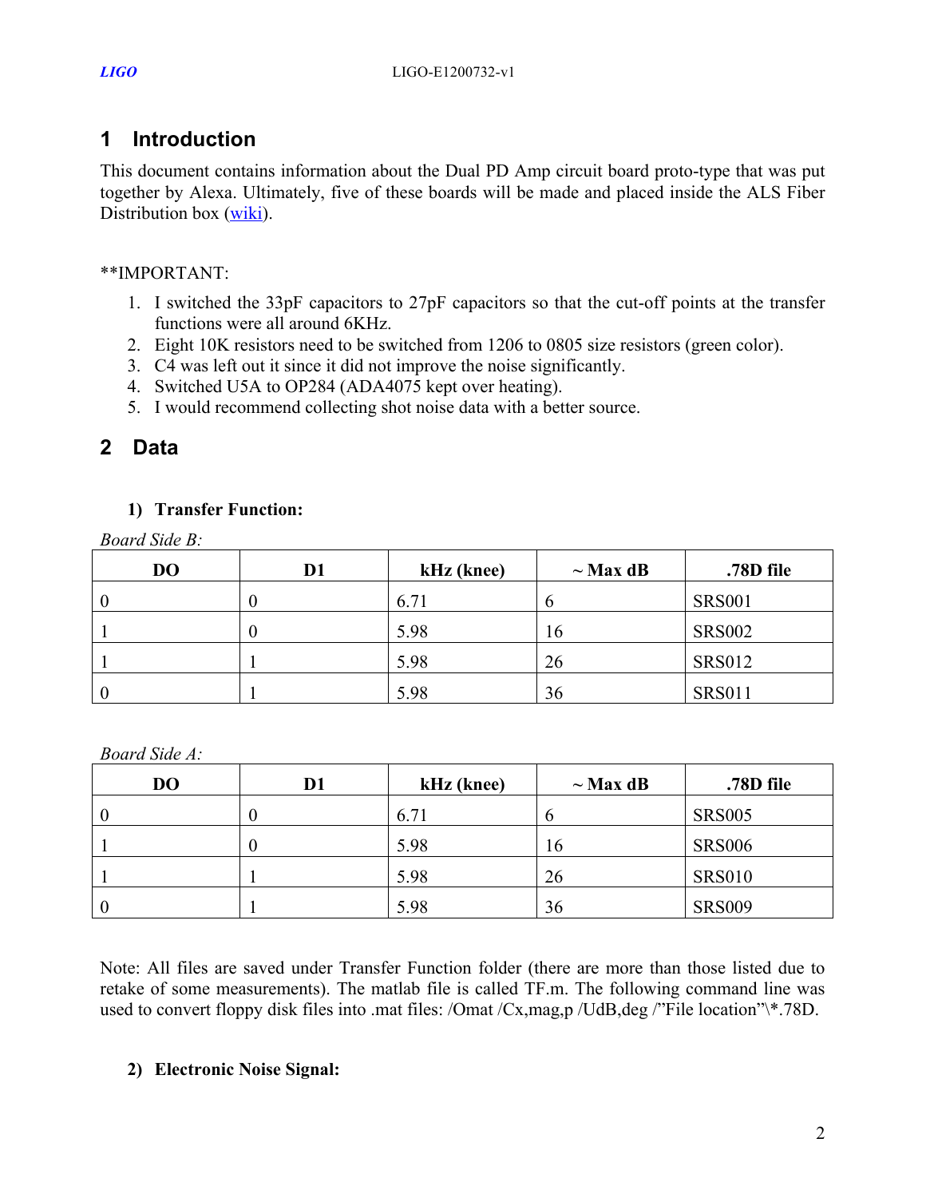# 1 Introduction

This document contains information about the Dual PD Amp circuit board proto-type that was put together by Alexa. Ultimately, five of these boards will be made and placed inside the ALS Fiber Distribution box (wiki).

**IMPORTANT:

1. I switched the 33pF capacitors to 27pF capacitors so that the cut-off points at the transfer functions were all around 6KHz.
2. Eight 10K resistors need to be switched from 1206 to 0805 size resistors (green color).
3. C4 was left out it since it did not improve the noise significantly.
4. Switched U5A to OP284 (ADA4075 kept over heating).
5. I would recommend collecting shot noise data with a better source.

# 2 Data

**1) Transfer Function:**

*Board Side B:*

| DO | D1 | kHz (knee) | ~ Max dB | .78D file |
|---|---|---|---|---|
| 0 | 0 | 6.71 | 6 | SRS001 |
| 1 | 0 | 5.98 | 16 | SRS002 |
| 1 | 1 | 5.98 | 26 | SRS012 |
| 0 | 1 | 5.98 | 36 | SRS011 |

*Board Side A:*

| DO | D1 | kHz (knee) | ~ Max dB | .78D file |
|---|---|---|---|---|
| 0 | 0 | 6.71 | 6 | SRS005 |
| 1 | 0 | 5.98 | 16 | SRS006 |
| 1 | 1 | 5.98 | 26 | SRS010 |
| 0 | 1 | 5.98 | 36 | SRS009 |

Note: All files are saved under Transfer Function folder (there are more than those listed due to retake of some measurements). The matlab file is called TF.m. The following command line was used to convert floppy disk files into .mat files: /Omat /Cx,mag,p /UdB,deg /"File location"\*.78D.

**2) Electronic Noise Signal:**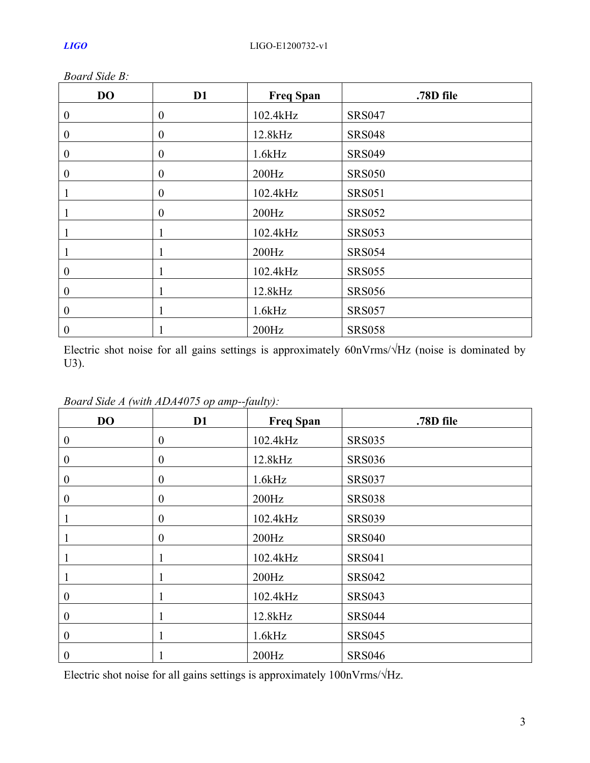*Board Side B:*

| DO | D1 | Freq Span | .78D file |
|---|---|---|---|
| 0 | 0 | 102.4kHz | SRS047 |
| 0 | 0 | 12.8kHz | SRS048 |
| 0 | 0 | 1.6kHz | SRS049 |
| 0 | 0 | 200Hz | SRS050 |
| 1 | 0 | 102.4kHz | SRS051 |
| 1 | 0 | 200Hz | SRS052 |
| 1 | 1 | 102.4kHz | SRS053 |
| 1 | 1 | 200Hz | SRS054 |
| 0 | 1 | 102.4kHz | SRS055 |
| 0 | 1 | 12.8kHz | SRS056 |
| 0 | 1 | 1.6kHz | SRS057 |
| 0 | 1 | 200Hz | SRS058 |

Electric shot noise for all gains settings is approximately 60nVrms/√Hz (noise is dominated by U3).

*Board Side A (with ADA4075 op amp--faulty):*

| DO | D1 | Freq Span | .78D file |
|---|---|---|---|
| 0 | 0 | 102.4kHz | SRS035 |
| 0 | 0 | 12.8kHz | SRS036 |
| 0 | 0 | 1.6kHz | SRS037 |
| 0 | 0 | 200Hz | SRS038 |
| 1 | 0 | 102.4kHz | SRS039 |
| 1 | 0 | 200Hz | SRS040 |
| 1 | 1 | 102.4kHz | SRS041 |
| 1 | 1 | 200Hz | SRS042 |
| 0 | 1 | 102.4kHz | SRS043 |
| 0 | 1 | 12.8kHz | SRS044 |
| 0 | 1 | 1.6kHz | SRS045 |
| 0 | 1 | 200Hz | SRS046 |

Electric shot noise for all gains settings is approximately 100nVrms/√Hz.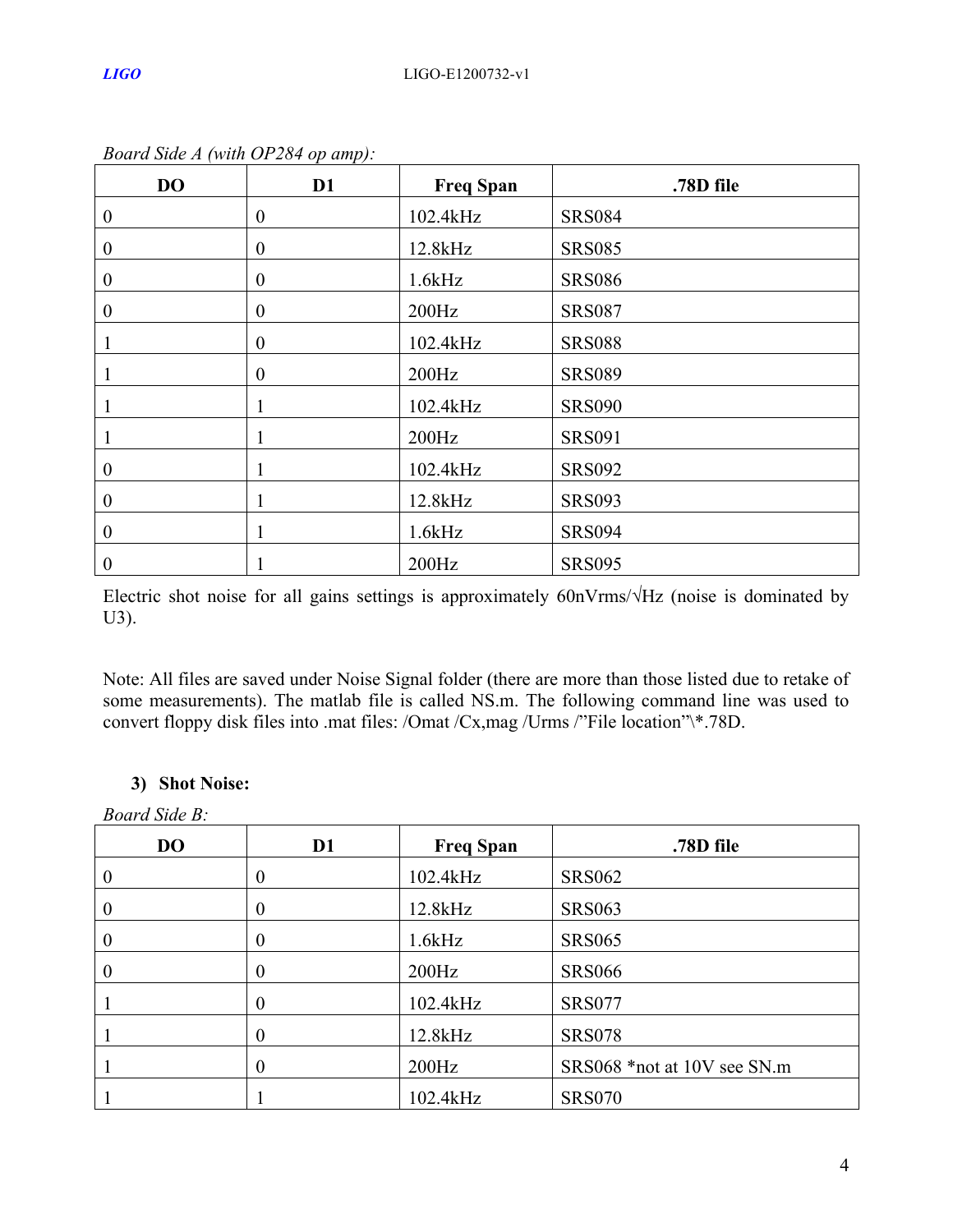*Board Side A (with OP284 op amp):*

| DO | D1 | Freq Span | .78D file |
|---|---|---|---|
| 0 | 0 | 102.4kHz | SRS084 |
| 0 | 0 | 12.8kHz | SRS085 |
| 0 | 0 | 1.6kHz | SRS086 |
| 0 | 0 | 200Hz | SRS087 |
| 1 | 0 | 102.4kHz | SRS088 |
| 1 | 0 | 200Hz | SRS089 |
| 1 | 1 | 102.4kHz | SRS090 |
| 1 | 1 | 200Hz | SRS091 |
| 0 | 1 | 102.4kHz | SRS092 |
| 0 | 1 | 12.8kHz | SRS093 |
| 0 | 1 | 1.6kHz | SRS094 |
| 0 | 1 | 200Hz | SRS095 |

Electric shot noise for all gains settings is approximately 60nVrms/√Hz (noise is dominated by U3).

Note: All files are saved under Noise Signal folder (there are more than those listed due to retake of some measurements). The matlab file is called NS.m. The following command line was used to convert floppy disk files into .mat files: /Omat /Cx,mag /Urms /"File location"\*.78D.

### 3) Shot Noise:

*Board Side B:*

| DO | D1 | Freq Span | .78D file |
|---|---|---|---|
| 0 | 0 | 102.4kHz | SRS062 |
| 0 | 0 | 12.8kHz | SRS063 |
| 0 | 0 | 1.6kHz | SRS065 |
| 0 | 0 | 200Hz | SRS066 |
| 1 | 0 | 102.4kHz | SRS077 |
| 1 | 0 | 12.8kHz | SRS078 |
| 1 | 0 | 200Hz | SRS068 *not at 10V see SN.m |
| 1 | 1 | 102.4kHz | SRS070 |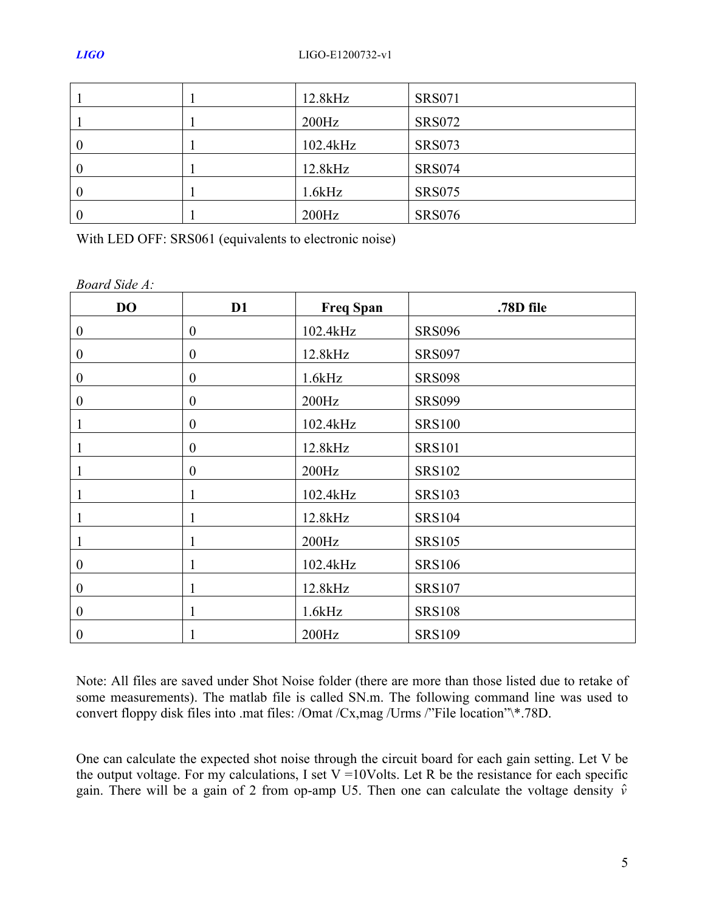| | | | |
|---|---|---|---|
| 1 | 1 | 12.8kHz | SRS071 |
| 1 | 1 | 200Hz | SRS072 |
| 0 | 1 | 102.4kHz | SRS073 |
| 0 | 1 | 12.8kHz | SRS074 |
| 0 | 1 | 1.6kHz | SRS075 |
| 0 | 1 | 200Hz | SRS076 |

With LED OFF: SRS061 (equivalents to electronic noise)

*Board Side A:*

| DO | D1 | Freq Span | .78D file |
|---|---|---|---|
| 0 | 0 | 102.4kHz | SRS096 |
| 0 | 0 | 12.8kHz | SRS097 |
| 0 | 0 | 1.6kHz | SRS098 |
| 0 | 0 | 200Hz | SRS099 |
| 1 | 0 | 102.4kHz | SRS100 |
| 1 | 0 | 12.8kHz | SRS101 |
| 1 | 0 | 200Hz | SRS102 |
| 1 | 1 | 102.4kHz | SRS103 |
| 1 | 1 | 12.8kHz | SRS104 |
| 1 | 1 | 200Hz | SRS105 |
| 0 | 1 | 102.4kHz | SRS106 |
| 0 | 1 | 12.8kHz | SRS107 |
| 0 | 1 | 1.6kHz | SRS108 |
| 0 | 1 | 200Hz | SRS109 |

Note: All files are saved under Shot Noise folder (there are more than those listed due to retake of some measurements). The matlab file is called SN.m. The following command line was used to convert floppy disk files into .mat files: /Omat /Cx,mag /Urms /"File location"\*.78D.

One can calculate the expected shot noise through the circuit board for each gain setting. Let V be the output voltage. For my calculations, I set V =10Volts. Let R be the resistance for each specific gain. There will be a gain of 2 from op-amp U5. Then one can calculate the voltage density $\hat{v}$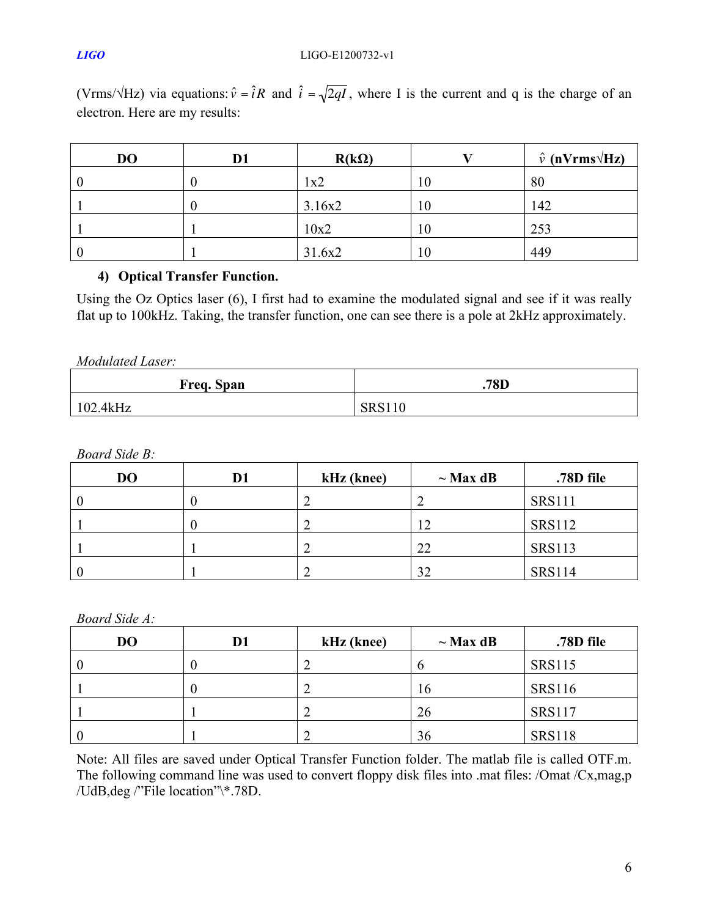(Vrms/√Hz) via equations: $\hat{v} = \hat{i}R$ and $\hat{i} = \sqrt{2qI}$, where I is the current and q is the charge of an electron. Here are my results:

| DO | D1 | R(kΩ) | V | $\hat{v}$ (nVrms√Hz) |
|---|---|---|---|---|
| 0 | 0 | 1x2 | 10 | 80 |
| 1 | 0 | 3.16x2 | 10 | 142 |
| 1 | 1 | 10x2 | 10 | 253 |
| 0 | 1 | 31.6x2 | 10 | 449 |

**4) Optical Transfer Function.**

Using the Oz Optics laser (6), I first had to examine the modulated signal and see if it was really flat up to 100kHz. Taking, the transfer function, one can see there is a pole at 2kHz approximately.

*Modulated Laser:*

| Freq. Span | .78D |
|---|---|
| 102.4kHz | SRS110 |

*Board Side B:*

| DO | D1 | kHz (knee) | ~ Max dB | .78D file |
|---|---|---|---|---|
| 0 | 0 | 2 | 2 | SRS111 |
| 1 | 0 | 2 | 12 | SRS112 |
| 1 | 1 | 2 | 22 | SRS113 |
| 0 | 1 | 2 | 32 | SRS114 |

*Board Side A:*

| DO | D1 | kHz (knee) | ~ Max dB | .78D file |
|---|---|---|---|---|
| 0 | 0 | 2 | 6 | SRS115 |
| 1 | 0 | 2 | 16 | SRS116 |
| 1 | 1 | 2 | 26 | SRS117 |
| 0 | 1 | 2 | 36 | SRS118 |

Note: All files are saved under Optical Transfer Function folder. The matlab file is called OTF.m. The following command line was used to convert floppy disk files into .mat files: /Omat /Cx,mag,p /UdB,deg /"File location"\*.78D.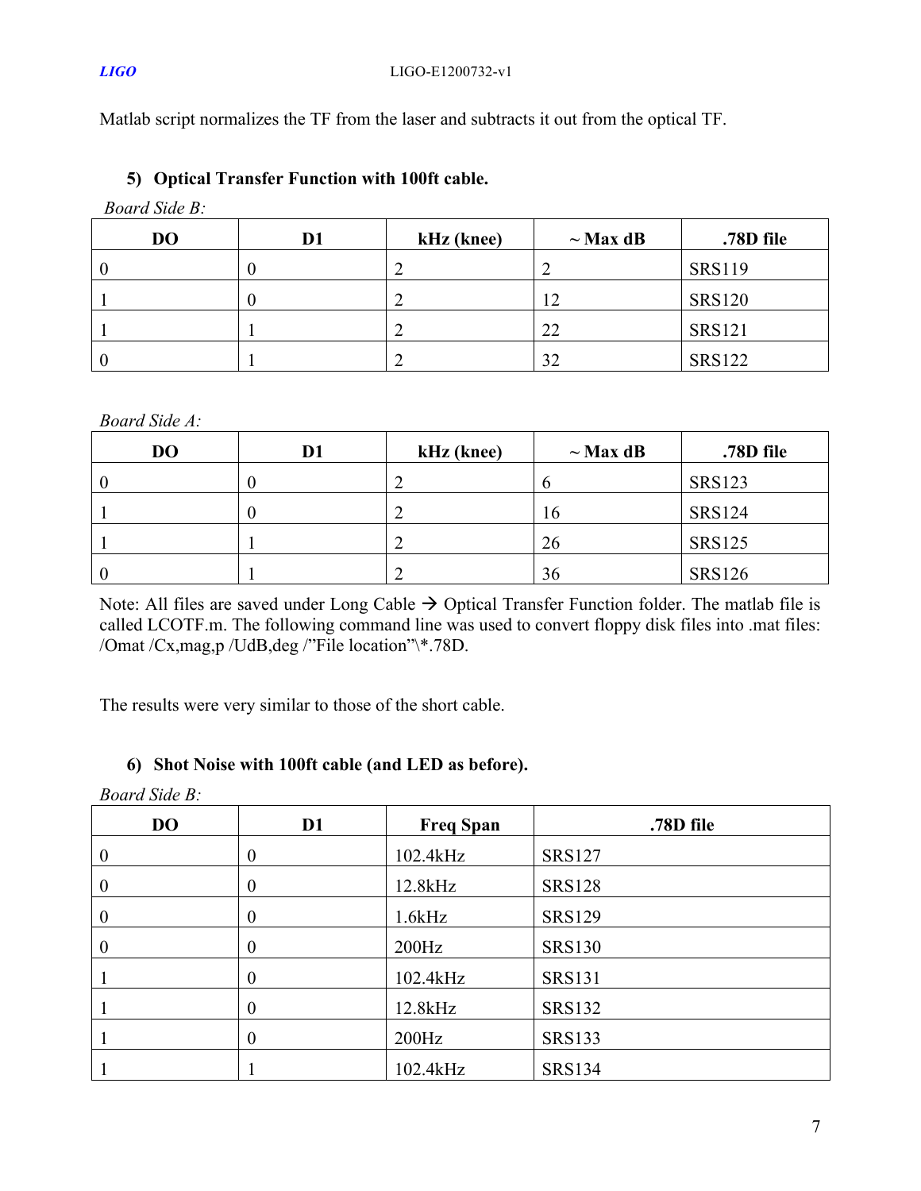Matlab script normalizes the TF from the laser and subtracts it out from the optical TF.

5) **Optical Transfer Function with 100ft cable.**

*Board Side B:*

| DO | D1 | kHz (knee) | ~ Max dB | .78D file |
|---|---|---|---|---|
| 0 | 0 | 2 | 2 | SRS119 |
| 1 | 0 | 2 | 12 | SRS120 |
| 1 | 1 | 2 | 22 | SRS121 |
| 0 | 1 | 2 | 32 | SRS122 |

*Board Side A:*

| DO | D1 | kHz (knee) | ~ Max dB | .78D file |
|---|---|---|---|---|
| 0 | 0 | 2 | 6 | SRS123 |
| 1 | 0 | 2 | 16 | SRS124 |
| 1 | 1 | 2 | 26 | SRS125 |
| 0 | 1 | 2 | 36 | SRS126 |

Note: All files are saved under Long Cable → Optical Transfer Function folder. The matlab file is called LCOTF.m. The following command line was used to convert floppy disk files into .mat files: /Omat /Cx,mag,p /UdB,deg /"File location"\*.78D.

The results were very similar to those of the short cable.

6) **Shot Noise with 100ft cable (and LED as before).**

*Board Side B:*

| DO | D1 | Freq Span | .78D file |
|---|---|---|---|
| 0 | 0 | 102.4kHz | SRS127 |
| 0 | 0 | 12.8kHz | SRS128 |
| 0 | 0 | 1.6kHz | SRS129 |
| 0 | 0 | 200Hz | SRS130 |
| 1 | 0 | 102.4kHz | SRS131 |
| 1 | 0 | 12.8kHz | SRS132 |
| 1 | 0 | 200Hz | SRS133 |
| 1 | 1 | 102.4kHz | SRS134 |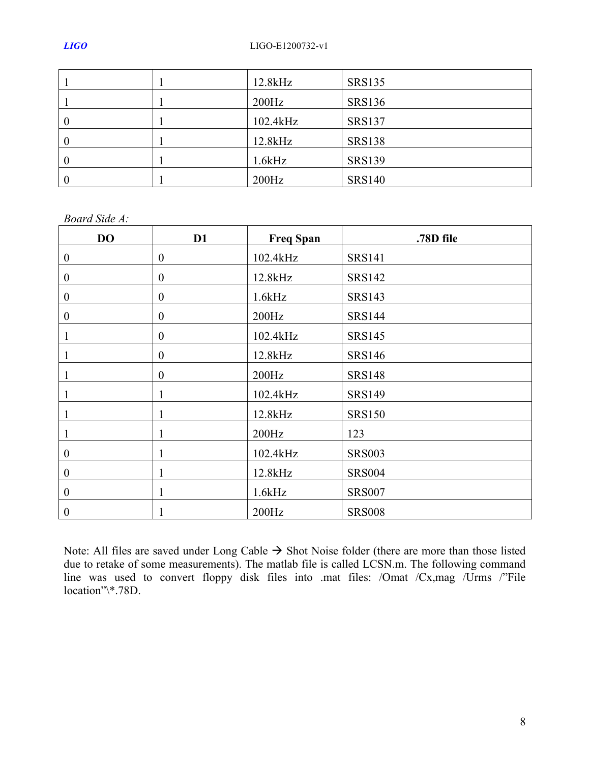| | | | |
|---|---|---|---|
| 1 | 1 | 12.8kHz | SRS135 |
| 1 | 1 | 200Hz | SRS136 |
| 0 | 1 | 102.4kHz | SRS137 |
| 0 | 1 | 12.8kHz | SRS138 |
| 0 | 1 | 1.6kHz | SRS139 |
| 0 | 1 | 200Hz | SRS140 |

*Board Side A:*

| DO | D1 | Freq Span | .78D file |
|---|---|---|---|
| 0 | 0 | 102.4kHz | SRS141 |
| 0 | 0 | 12.8kHz | SRS142 |
| 0 | 0 | 1.6kHz | SRS143 |
| 0 | 0 | 200Hz | SRS144 |
| 1 | 0 | 102.4kHz | SRS145 |
| 1 | 0 | 12.8kHz | SRS146 |
| 1 | 0 | 200Hz | SRS148 |
| 1 | 1 | 102.4kHz | SRS149 |
| 1 | 1 | 12.8kHz | SRS150 |
| 1 | 1 | 200Hz | 123 |
| 0 | 1 | 102.4kHz | SRS003 |
| 0 | 1 | 12.8kHz | SRS004 |
| 0 | 1 | 1.6kHz | SRS007 |
| 0 | 1 | 200Hz | SRS008 |

Note: All files are saved under Long Cable → Shot Noise folder (there are more than those listed due to retake of some measurements). The matlab file is called LCSN.m. The following command line was used to convert floppy disk files into .mat files: /Omat /Cx,mag /Urms /"File location"\*.78D.